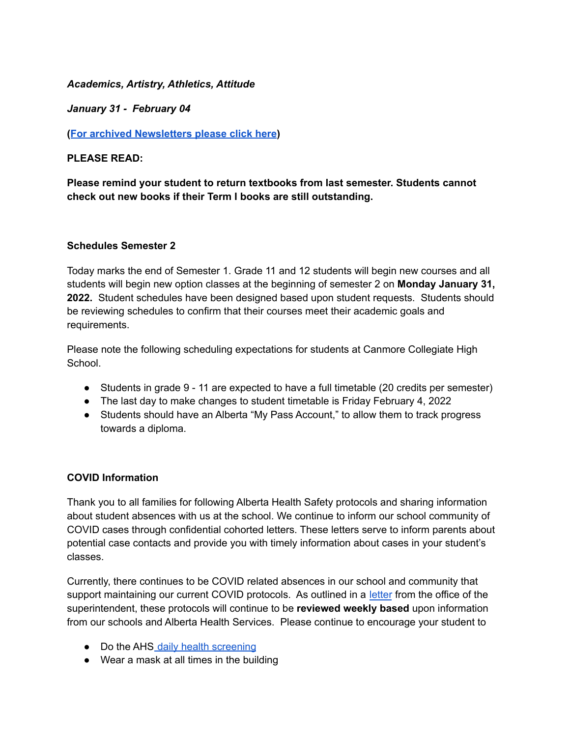***Academics, Artistry, Athletics, Attitude***

***January 31 - February 04***

**([For archived Newsletters please click here](#))**

**PLEASE READ:**

**Please remind your student to return textbooks from last semester. Students cannot check out new books if their Term I books are still outstanding.**

**Schedules Semester 2**

Today marks the end of Semester 1. Grade 11 and 12 students will begin new courses and all students will begin new option classes at the beginning of semester 2 on **Monday January 31, 2022.** Student schedules have been designed based upon student requests. Students should be reviewing schedules to confirm that their courses meet their academic goals and requirements.

Please note the following scheduling expectations for students at Canmore Collegiate High School.

- Students in grade 9 - 11 are expected to have a full timetable (20 credits per semester)
- The last day to make changes to student timetable is Friday February 4, 2022
- Students should have an Alberta "My Pass Account," to allow them to track progress towards a diploma.

**COVID Information**

Thank you to all families for following Alberta Health Safety protocols and sharing information about student absences with us at the school. We continue to inform our school community of COVID cases through confidential cohorted letters. These letters serve to inform parents about potential case contacts and provide you with timely information about cases in your student's classes.

Currently, there continues to be COVID related absences in our school and community that support maintaining our current COVID protocols. As outlined in a [letter](#) from the office of the superintendent, these protocols will continue to be **reviewed weekly based** upon information from our schools and Alberta Health Services. Please continue to encourage your student to

- Do the AHS [daily health screening](#)
- Wear a mask at all times in the building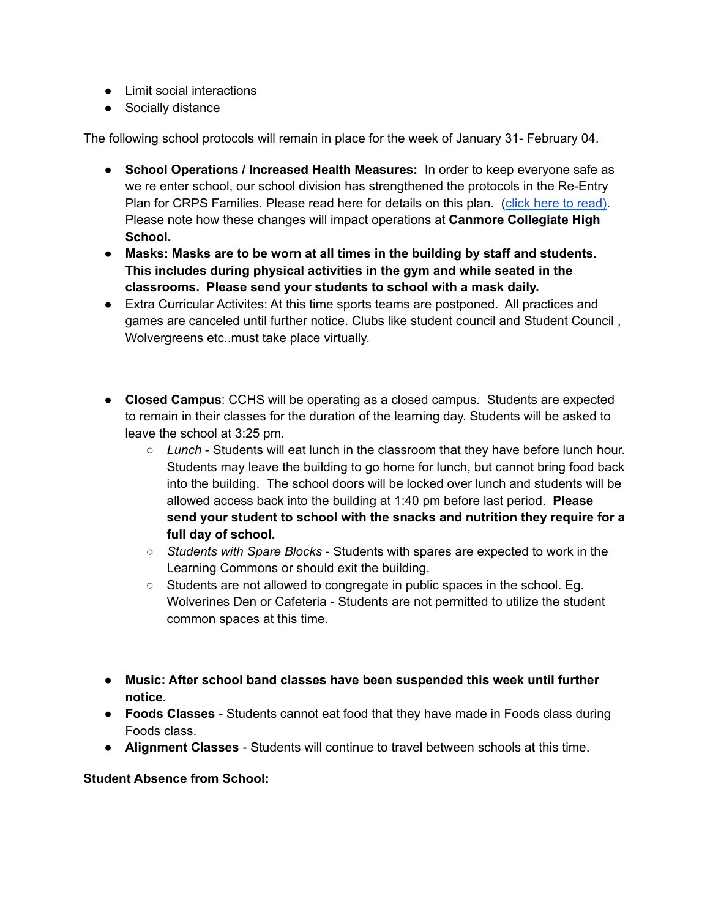- Limit social interactions
- Socially distance

The following school protocols will remain in place for the week of January 31- February 04.

- **School Operations / Increased Health Measures:** In order to keep everyone safe as we re enter school, our school division has strengthened the protocols in the Re-Entry Plan for CRPS Families. Please read here for details on this plan. ([click here to read](#)). Please note how these changes will impact operations at **Canmore Collegiate High School.**
- **Masks: Masks are to be worn at all times in the building by staff and students. This includes during physical activities in the gym and while seated in the classrooms. Please send your students to school with a mask daily.**
- Extra Curricular Activites: At this time sports teams are postponed. All practices and games are canceled until further notice. Clubs like student council and Student Council , Wolvergreens etc..must take place virtually.

- **Closed Campus**: CCHS will be operating as a closed campus. Students are expected to remain in their classes for the duration of the learning day. Students will be asked to leave the school at 3:25 pm.
  - *Lunch* - Students will eat lunch in the classroom that they have before lunch hour. Students may leave the building to go home for lunch, but cannot bring food back into the building. The school doors will be locked over lunch and students will be allowed access back into the building at 1:40 pm before last period. **Please send your student to school with the snacks and nutrition they require for a full day of school.**
  - *Students with Spare Blocks* - Students with spares are expected to work in the Learning Commons or should exit the building.
  - Students are not allowed to congregate in public spaces in the school. Eg. Wolverines Den or Cafeteria - Students are not permitted to utilize the student common spaces at this time.

- **Music: After school band classes have been suspended this week until further notice.**
- **Foods Classes** - Students cannot eat food that they have made in Foods class during Foods class.
- **Alignment Classes** - Students will continue to travel between schools at this time.

**Student Absence from School:**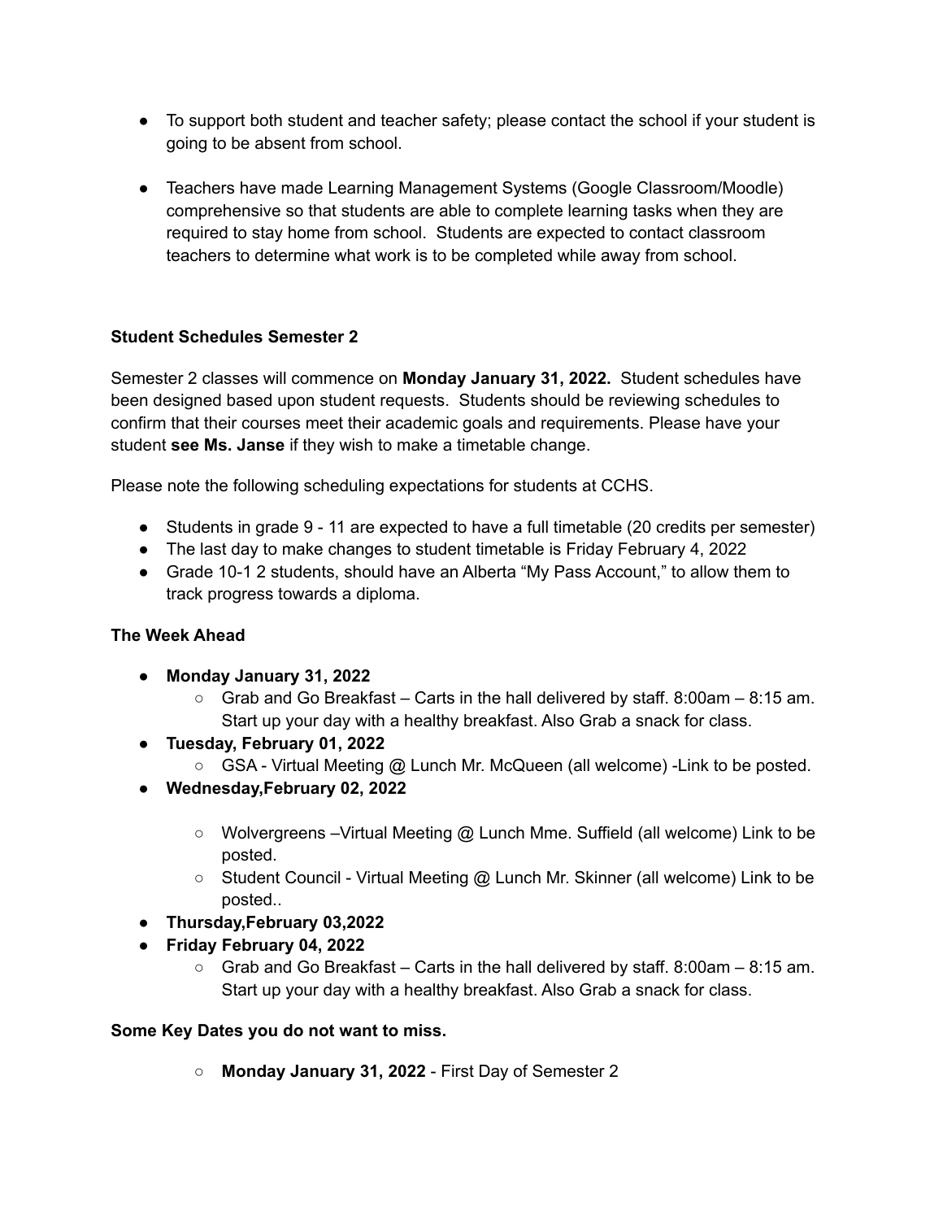- To support both student and teacher safety; please contact the school if your student is going to be absent from school.

- Teachers have made Learning Management Systems (Google Classroom/Moodle) comprehensive so that students are able to complete learning tasks when they are required to stay home from school.  Students are expected to contact classroom teachers to determine what work is to be completed while away from school.

**Student Schedules Semester 2**

Semester 2 classes will commence on **Monday January 31, 2022.**  Student schedules have been designed based upon student requests.  Students should be reviewing schedules to confirm that their courses meet their academic goals and requirements. Please have your student **see Ms. Janse** if they wish to make a timetable change.

Please note the following scheduling expectations for students at CCHS.

- Students in grade 9 - 11 are expected to have a full timetable (20 credits per semester)
- The last day to make changes to student timetable is Friday February 4, 2022
- Grade 10-1 2 students, should have an Alberta "My Pass Account," to allow them to track progress towards a diploma.

**The Week Ahead**

- **Monday January 31, 2022**
  - Grab and Go Breakfast – Carts in the hall delivered by staff. 8:00am – 8:15 am. Start up your day with a healthy breakfast. Also Grab a snack for class.
- **Tuesday, February 01, 2022**
  - GSA - Virtual Meeting @ Lunch Mr. McQueen (all welcome) -Link to be posted.
- **Wednesday,February 02, 2022**
  - Wolvergreens –Virtual Meeting @ Lunch Mme. Suffield (all welcome) Link to be posted.
  - Student Council - Virtual Meeting @ Lunch Mr. Skinner (all welcome) Link to be posted..
- **Thursday,February 03,2022**
- **Friday February 04, 2022**
  - Grab and Go Breakfast – Carts in the hall delivered by staff. 8:00am – 8:15 am. Start up your day with a healthy breakfast. Also Grab a snack for class.

**Some Key Dates you do not want to miss.**

- **Monday January 31, 2022** - First Day of Semester 2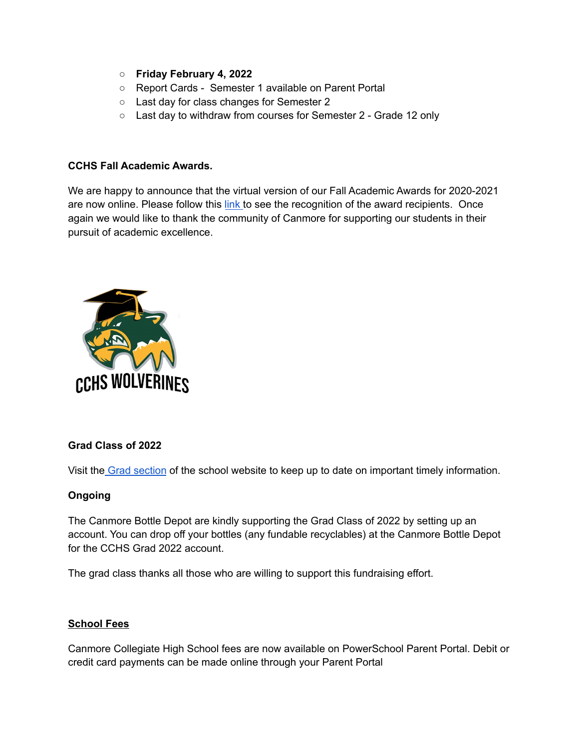- **Friday February 4, 2022**
- Report Cards - Semester 1 available on Parent Portal
- Last day for class changes for Semester 2
- Last day to withdraw from courses for Semester 2 - Grade 12 only

**CCHS Fall Academic Awards.**

We are happy to announce that the virtual version of our Fall Academic Awards for 2020-2021 are now online. Please follow this link to see the recognition of the award recipients. Once again we would like to thank the community of Canmore for supporting our students in their pursuit of academic excellence.

CCHS WOLVERINES

**Grad Class of 2022**

Visit the Grad section of the school website to keep up to date on important timely information.

**Ongoing**

The Canmore Bottle Depot are kindly supporting the Grad Class of 2022 by setting up an account. You can drop off your bottles (any fundable recyclables) at the Canmore Bottle Depot for the CCHS Grad 2022 account.

The grad class thanks all those who are willing to support this fundraising effort.

**School Fees**

Canmore Collegiate High School fees are now available on PowerSchool Parent Portal. Debit or credit card payments can be made online through your Parent Portal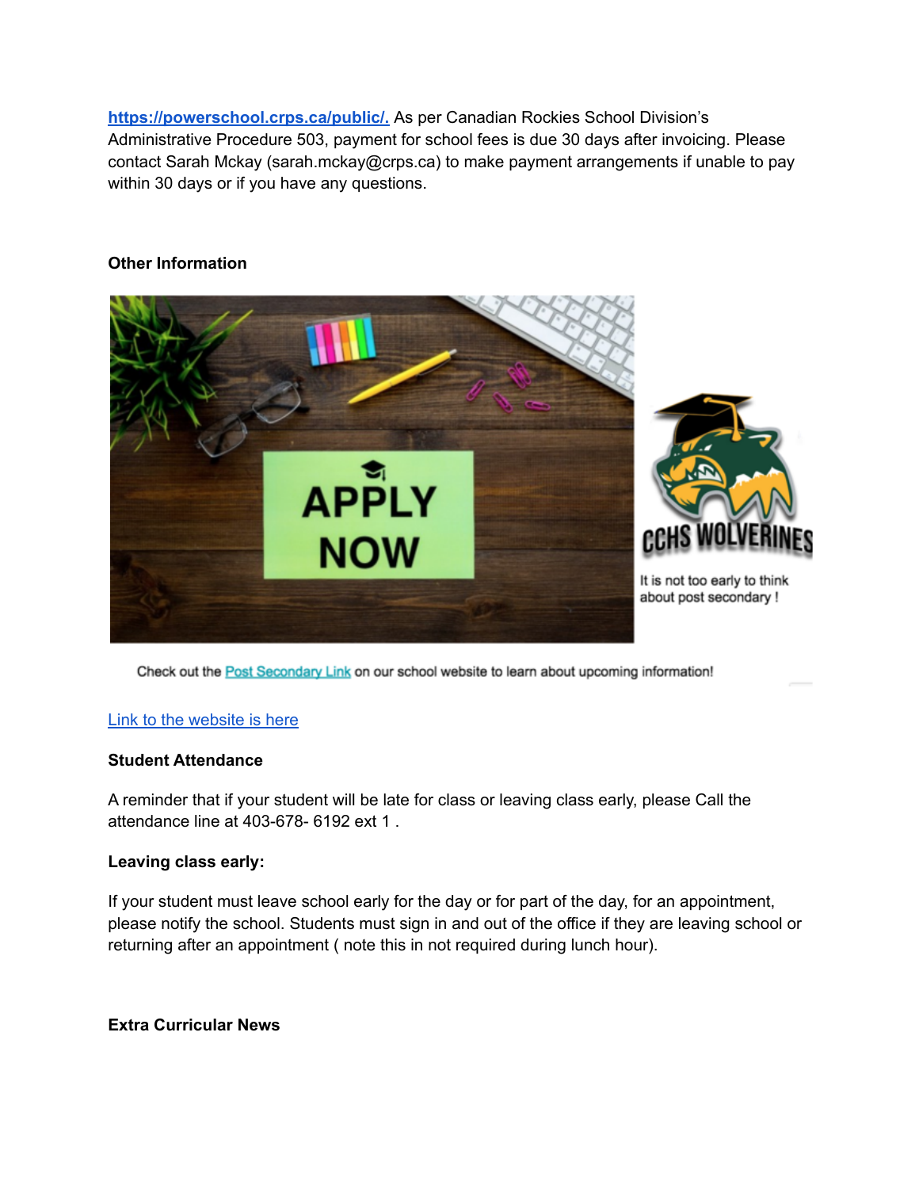https://powerschool.crps.ca/public/. As per Canadian Rockies School Division's Administrative Procedure 503, payment for school fees is due 30 days after invoicing. Please contact Sarah Mckay (sarah.mckay@crps.ca) to make payment arrangements if unable to pay within 30 days or if you have any questions.

**Other Information**

APPLY NOW

CCHS WOLVERINES

It is not too early to think about post secondary !

Check out the Post Secondary Link on our school website to learn about upcoming information!

Link to the website is here

**Student Attendance**

A reminder that if your student will be late for class or leaving class early, please Call the attendance line at 403-678- 6192 ext 1 .

**Leaving class early:**

If your student must leave school early for the day or for part of the day, for an appointment, please notify the school. Students must sign in and out of the office if they are leaving school or returning after an appointment ( note this in not required during lunch hour).

**Extra Curricular News**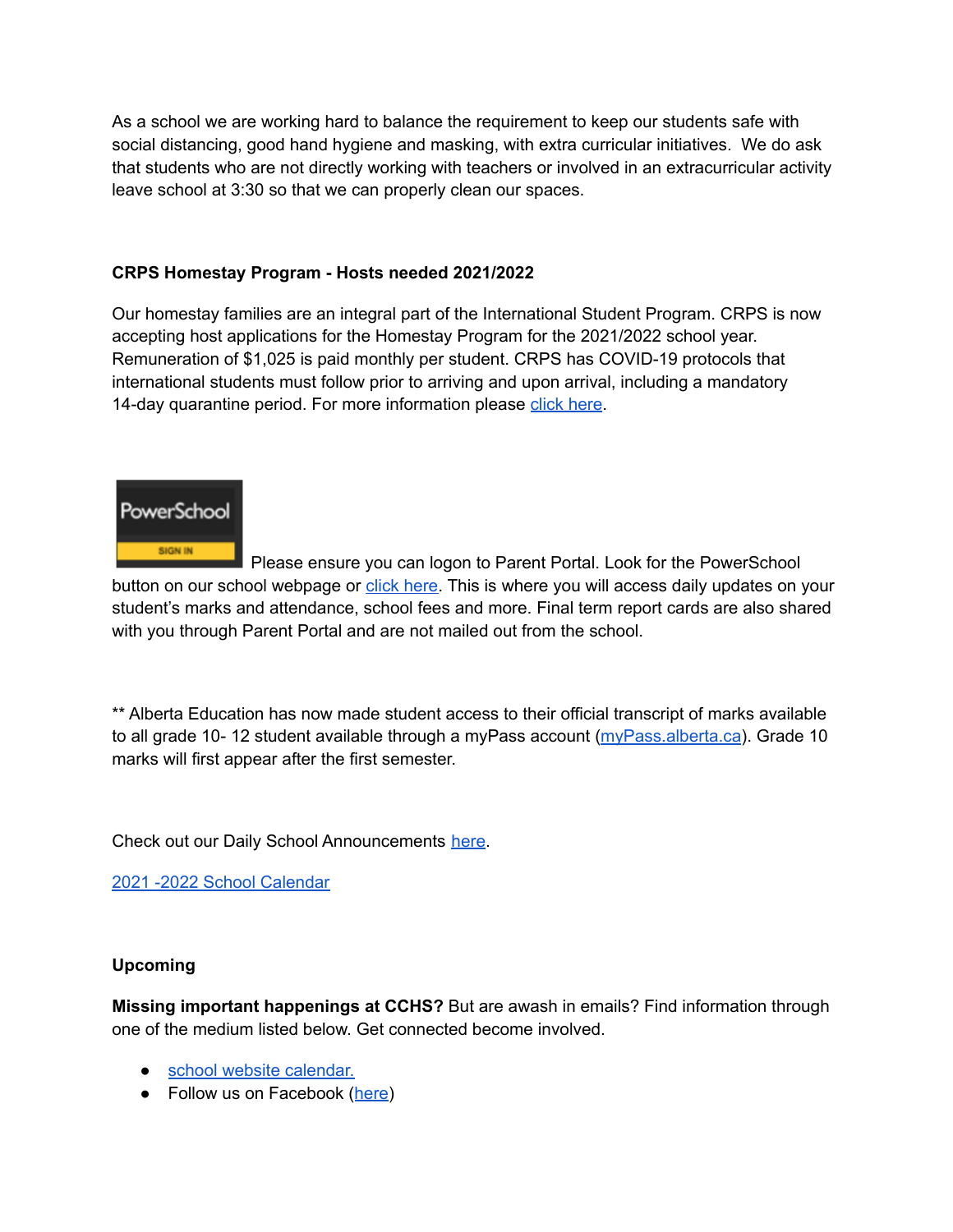As a school we are working hard to balance the requirement to keep our students safe with social distancing, good hand hygiene and masking, with extra curricular initiatives. We do ask that students who are not directly working with teachers or involved in an extracurricular activity leave school at 3:30 so that we can properly clean our spaces.

**CRPS Homestay Program - Hosts needed 2021/2022**

Our homestay families are an integral part of the International Student Program. CRPS is now accepting host applications for the Homestay Program for the 2021/2022 school year. Remuneration of $1,025 is paid monthly per student. CRPS has COVID-19 protocols that international students must follow prior to arriving and upon arrival, including a mandatory 14-day quarantine period. For more information please click here.

PowerSchool SIGN IN Please ensure you can logon to Parent Portal. Look for the PowerSchool button on our school webpage or click here. This is where you will access daily updates on your student's marks and attendance, school fees and more. Final term report cards are also shared with you through Parent Portal and are not mailed out from the school.

** Alberta Education has now made student access to their official transcript of marks available to all grade 10- 12 student available through a myPass account (myPass.alberta.ca). Grade 10 marks will first appear after the first semester.

Check out our Daily School Announcements here.

2021 -2022 School Calendar

**Upcoming**

**Missing important happenings at CCHS?** But are awash in emails? Find information through one of the medium listed below. Get connected become involved.

- school website calendar.
- Follow us on Facebook (here)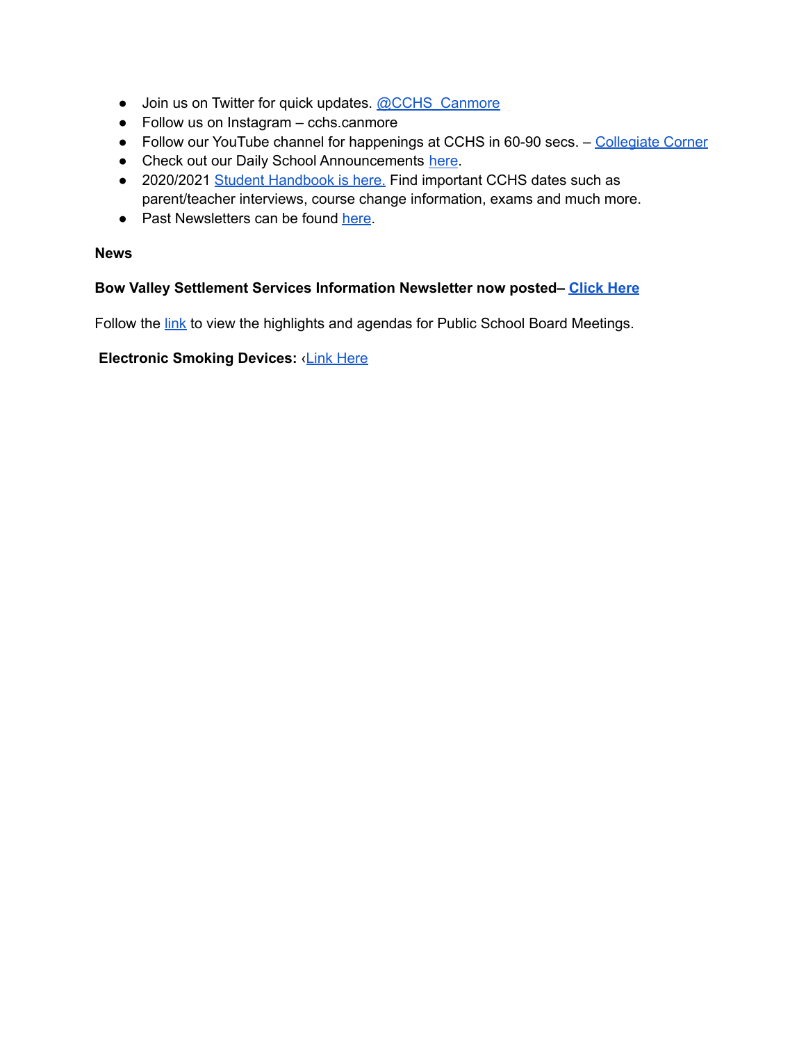- Join us on Twitter for quick updates. @CCHS_Canmore
- Follow us on Instagram – cchs.canmore
- Follow our YouTube channel for happenings at CCHS in 60-90 secs. – Collegiate Corner
- Check out our Daily School Announcements here.
- 2020/2021 Student Handbook is here. Find important CCHS dates such as parent/teacher interviews, course change information, exams and much more.
- Past Newsletters can be found here.

**News**

**Bow Valley Settlement Services Information Newsletter now posted– Click Here**

Follow the link to view the highlights and agendas for Public School Board Meetings.

**Electronic Smoking Devices:** ‹Link Here